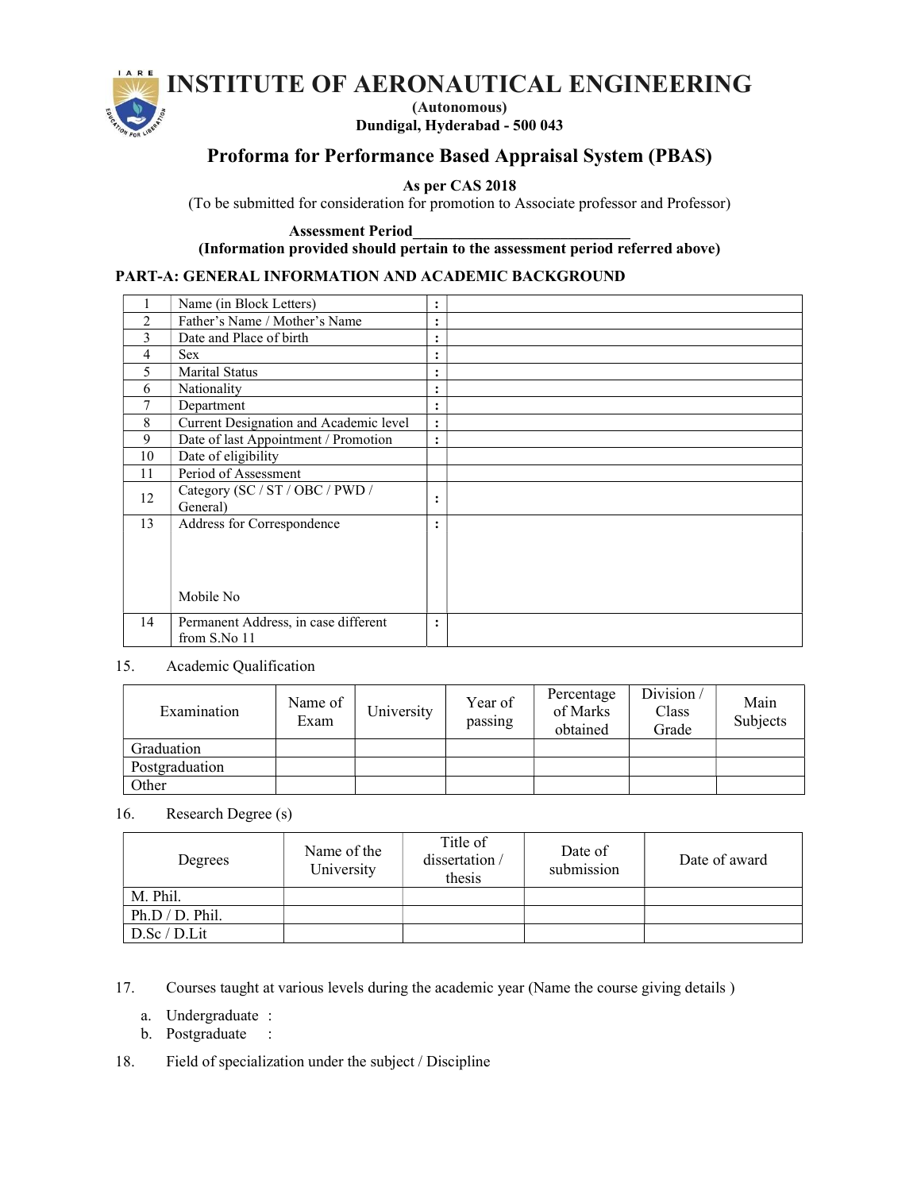# INSTITUTE OF AERONAUTICAL ENGINEERING

**(Autonomous)**
**Dundigal, Hyderabad - 500 043**

## Proforma for Performance Based Appraisal System (PBAS)

**As per CAS 2018**

(To be submitted for consideration for promotion to Associate professor and Professor)

**Assessment Period___________________________**
**(Information provided should pertain to the assessment period referred above)**

### PART-A: GENERAL INFORMATION AND ACADEMIC BACKGROUND

| | | | |
|---|---|---|---|
| 1 | Name (in Block Letters) | : | |
| 2 | Father's Name / Mother's Name | : | |
| 3 | Date and Place of birth | : | |
| 4 | Sex | : | |
| 5 | Marital Status | : | |
| 6 | Nationality | : | |
| 7 | Department | : | |
| 8 | Current Designation and Academic level | : | |
| 9 | Date of last Appointment / Promotion | : | |
| 10 | Date of eligibility | | |
| 11 | Period of Assessment | | |
| 12 | Category (SC / ST / OBC / PWD / General) | : | |
| 13 | Address for Correspondence<br><br><br>Mobile No | : | |
| 14 | Permanent Address, in case different from S.No 11 | : | |

15. Academic Qualification

| Examination | Name of Exam | University | Year of passing | Percentage of Marks obtained | Division / Class Grade | Main Subjects |
|---|---|---|---|---|---|---|
| Graduation | | | | | | |
| Postgraduation | | | | | | |
| Other | | | | | | |

16. Research Degree (s)

| Degrees | Name of the University | Title of dissertation / thesis | Date of submission | Date of award |
|---|---|---|---|---|
| M. Phil. | | | | |
| Ph.D / D. Phil. | | | | |
| D.Sc / D.Lit | | | | |

17. Courses taught at various levels during the academic year (Name the course giving details )

   a. Undergraduate :
   b. Postgraduate :

18. Field of specialization under the subject / Discipline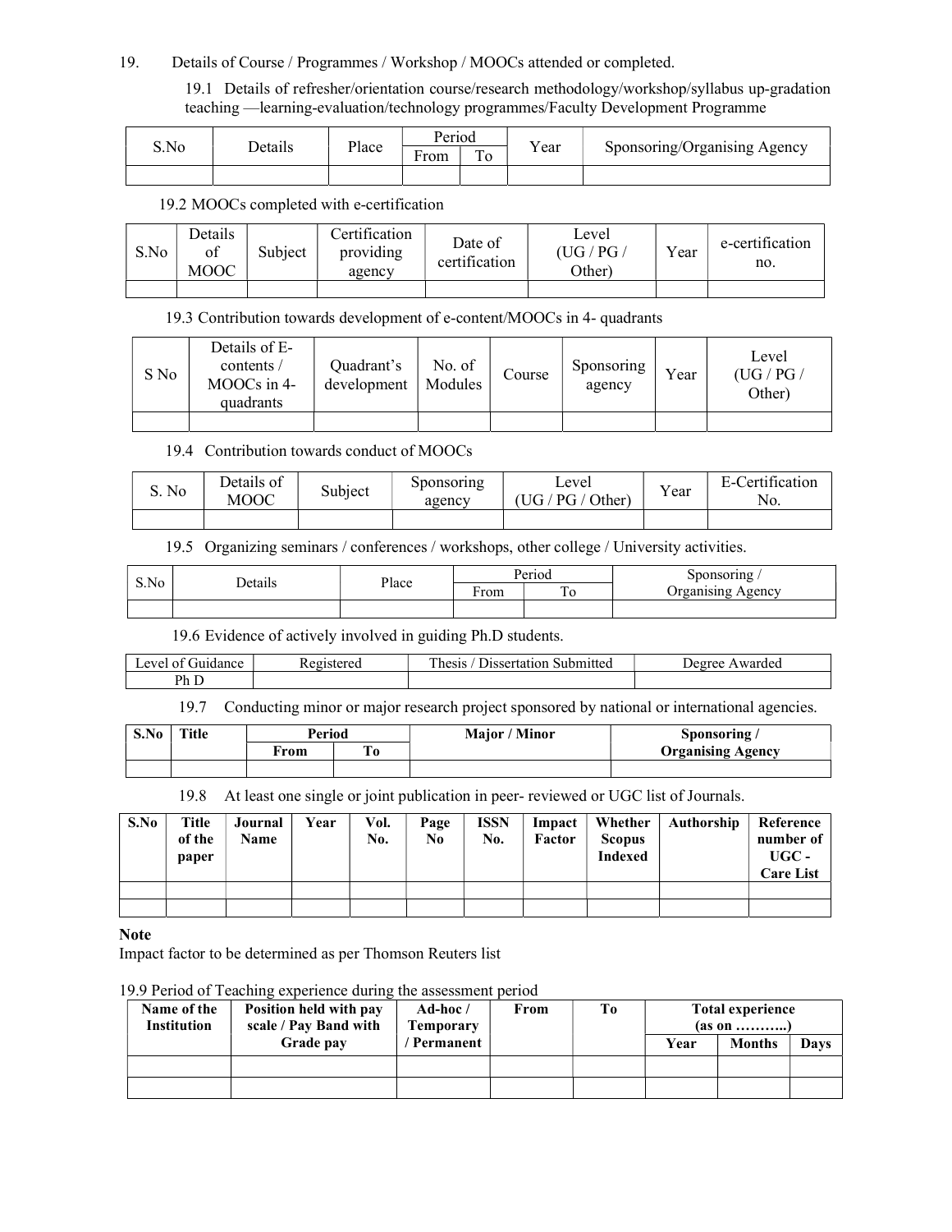19. Details of Course / Programmes / Workshop / MOOCs attended or completed.

19.1 Details of refresher/orientation course/research methodology/workshop/syllabus up-gradation teaching —learning-evaluation/technology programmes/Faculty Development Programme

| S.No | Details | Place | Period | | Year | Sponsoring/Organising Agency |
|---|---|---|---|---|---|---|
| | | | From | To | | |
| | | | | | | |

19.2 MOOCs completed with e-certification

| S.No | Details of MOOC | Subject | Certification providing agency | Date of certification | Level (UG / PG / Other) | Year | e-certification no. |
|---|---|---|---|---|---|---|---|
| | | | | | | | |

19.3 Contribution towards development of e-content/MOOCs in 4- quadrants

| S No | Details of E-contents / MOOCs in 4-quadrants | Quadrant's development | No. of Modules | Course | Sponsoring agency | Year | Level (UG / PG / Other) |
|---|---|---|---|---|---|---|---|
| | | | | | | | |

19.4 Contribution towards conduct of MOOCs

| S. No | Details of MOOC | Subject | Sponsoring agency | Level (UG / PG / Other) | Year | E-Certification No. |
|---|---|---|---|---|---|---|
| | | | | | | |

19.5 Organizing seminars / conferences / workshops, other college / University activities.

| S.No | Details | Place | Period | | Sponsoring / Organising Agency |
|---|---|---|---|---|---|
| | | | From | To | |
| | | | | | |

19.6 Evidence of actively involved in guiding Ph.D students.

| Level of Guidance | Registered | Thesis / Dissertation Submitted | Degree Awarded |
|---|---|---|---|
| Ph D | | | |

19.7 Conducting minor or major research project sponsored by national or international agencies.

| **S.No** | **Title** | **Period** | | **Major / Minor** | **Sponsoring / Organising Agency** |
|---|---|---|---|---|---|
| | | **From** | **To** | | |
| | | | | | |

19.8 At least one single or joint publication in peer- reviewed or UGC list of Journals.

| **S.No** | **Title of the paper** | **Journal Name** | **Year** | **Vol. No.** | **Page No** | **ISSN No.** | **Impact Factor** | **Whether Scopus Indexed** | **Authorship** | **Reference number of UGC - Care List** |
|---|---|---|---|---|---|---|---|---|---|---|
| | | | | | | | | | | |
| | | | | | | | | | | |

**Note**

Impact factor to be determined as per Thomson Reuters list

19.9 Period of Teaching experience during the assessment period

| **Name of the Institution** | **Position held with pay scale / Pay Band with Grade pay** | **Ad-hoc / Temporary / Permanent** | **From** | **To** | **Total experience (as on ………..)** | | |
|---|---|---|---|---|---|---|---|
| | | | | | **Year** | **Months** | **Days** |
| | | | | | | | |
| | | | | | | | |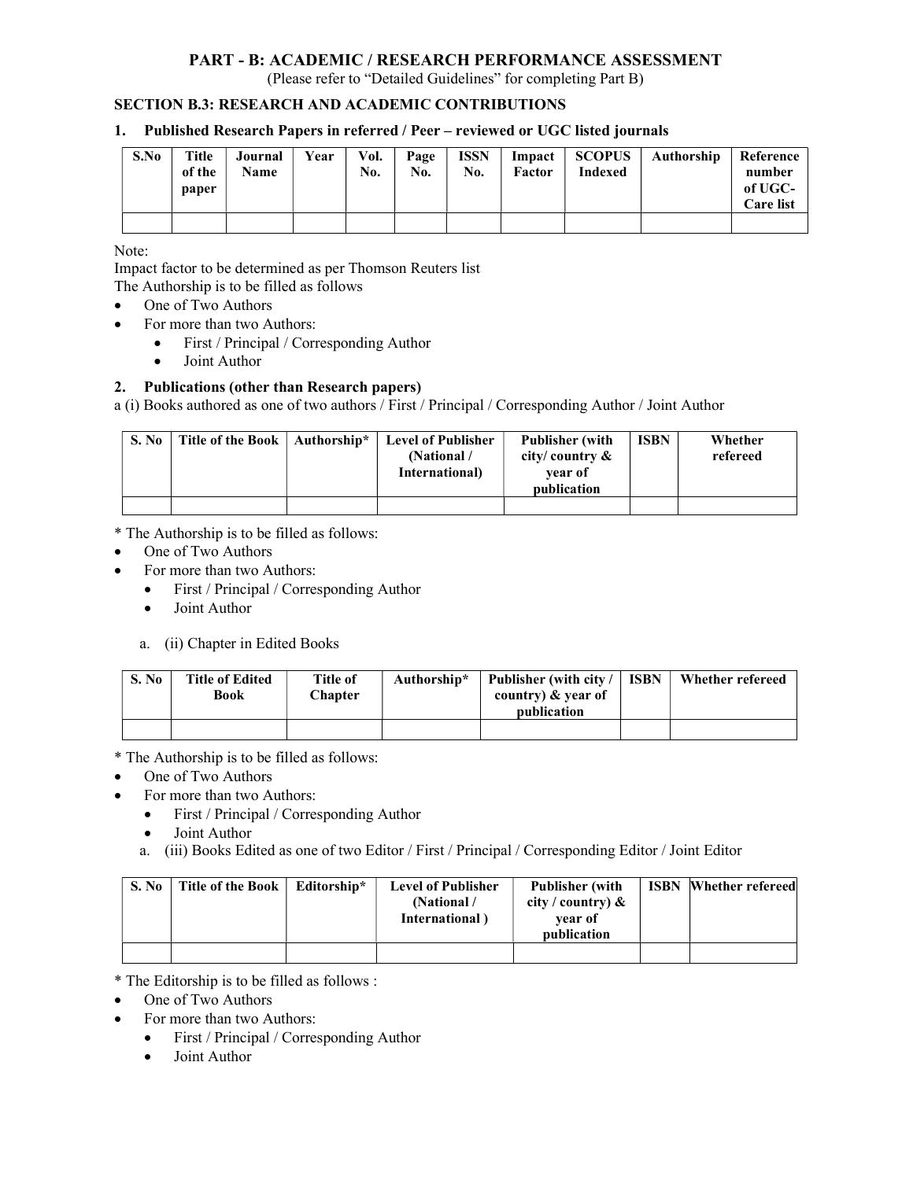## PART - B: ACADEMIC / RESEARCH PERFORMANCE ASSESSMENT

(Please refer to "Detailed Guidelines" for completing Part B)

### SECTION B.3: RESEARCH AND ACADEMIC CONTRIBUTIONS

**1. Published Research Papers in referred / Peer – reviewed or UGC listed journals**

| S.No | Title of the paper | Journal Name | Year | Vol. No. | Page No. | ISSN No. | Impact Factor | SCOPUS Indexed | Authorship | Reference number of UGC-Care list |
|---|---|---|---|---|---|---|---|---|---|---|
| | | | | | | | | | | |

Note:

Impact factor to be determined as per Thomson Reuters list

The Authorship is to be filled as follows

- One of Two Authors
- For more than two Authors:
  - First / Principal / Corresponding Author
  - Joint Author

**2. Publications (other than Research papers)**

a (i) Books authored as one of two authors / First / Principal / Corresponding Author / Joint Author

| S. No | Title of the Book | Authorship* | Level of Publisher (National / International) | Publisher (with city/ country & year of publication | ISBN | Whether refereed |
|---|---|---|---|---|---|---|
| | | | | | | |

* The Authorship is to be filled as follows:

- One of Two Authors
- For more than two Authors:
  - First / Principal / Corresponding Author
  - Joint Author

a. (ii) Chapter in Edited Books

| S. No | Title of Edited Book | Title of Chapter | Authorship* | Publisher (with city / country) & year of publication | ISBN | Whether refereed |
|---|---|---|---|---|---|---|
| | | | | | | |

* The Authorship is to be filled as follows:

- One of Two Authors
- For more than two Authors:
  - First / Principal / Corresponding Author
  - Joint Author

a. (iii) Books Edited as one of two Editor / First / Principal / Corresponding Editor / Joint Editor

| S. No | Title of the Book | Editorship* | Level of Publisher (National / International ) | Publisher (with city / country) & year of publication | ISBN | Whether refereed |
|---|---|---|---|---|---|---|
| | | | | | | |

* The Editorship is to be filled as follows :

- One of Two Authors
- For more than two Authors:
  - First / Principal / Corresponding Author
  - Joint Author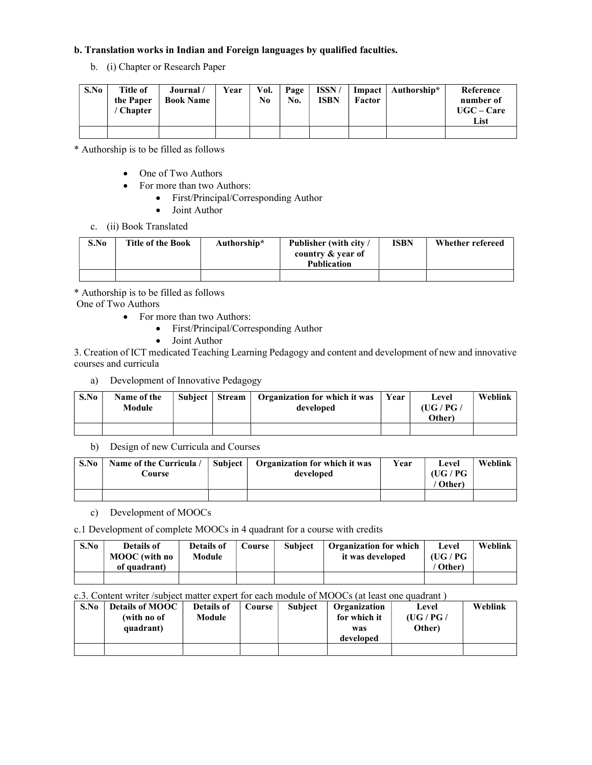**b. Translation works in Indian and Foreign languages by qualified faculties.**

b. (i) Chapter or Research Paper

| S.No | Title of the Paper / Chapter | Journal / Book Name | Year | Vol. No | Page No. | ISSN / ISBN | Impact Factor | Authorship* | Reference number of UGC – Care List |
|---|---|---|---|---|---|---|---|---|---|
| | | | | | | | | | |

\* Authorship is to be filled as follows

- One of Two Authors
- For more than two Authors:
  - First/Principal/Corresponding Author
  - Joint Author

c. (ii) Book Translated

| S.No | Title of the Book | Authorship* | Publisher (with city / country & year of Publication | ISBN | Whether refereed |
|---|---|---|---|---|---|
| | | | | | |

\* Authorship is to be filled as follows
One of Two Authors

- For more than two Authors:
  - First/Principal/Corresponding Author
  - Joint Author

3. Creation of ICT medicated Teaching Learning Pedagogy and content and development of new and innovative courses and curricula

a) Development of Innovative Pedagogy

| S.No | Name of the Module | Subject | Stream | Organization for which it was developed | Year | Level (UG / PG / Other) | Weblink |
|---|---|---|---|---|---|---|---|
| | | | | | | | |

b) Design of new Curricula and Courses

| S.No | Name of the Curricula / Course | Subject | Organization for which it was developed | Year | Level (UG / PG / Other) | Weblink |
|---|---|---|---|---|---|---|
| | | | | | | |

c) Development of MOOCs

c.1 Development of complete MOOCs in 4 quadrant for a course with credits

| S.No | Details of MOOC (with no of quadrant) | Details of Module | Course | Subject | Organization for which it was developed | Level (UG / PG / Other) | Weblink |
|---|---|---|---|---|---|---|---|
| | | | | | | | |

c.3. Content writer /subject matter expert for each module of MOOCs (at least one quadrant )

| S.No | Details of MOOC (with no of quadrant) | Details of Module | Course | Subject | Organization for which it was developed | Level (UG / PG / Other) | Weblink |
|---|---|---|---|---|---|---|---|
| | | | | | | | |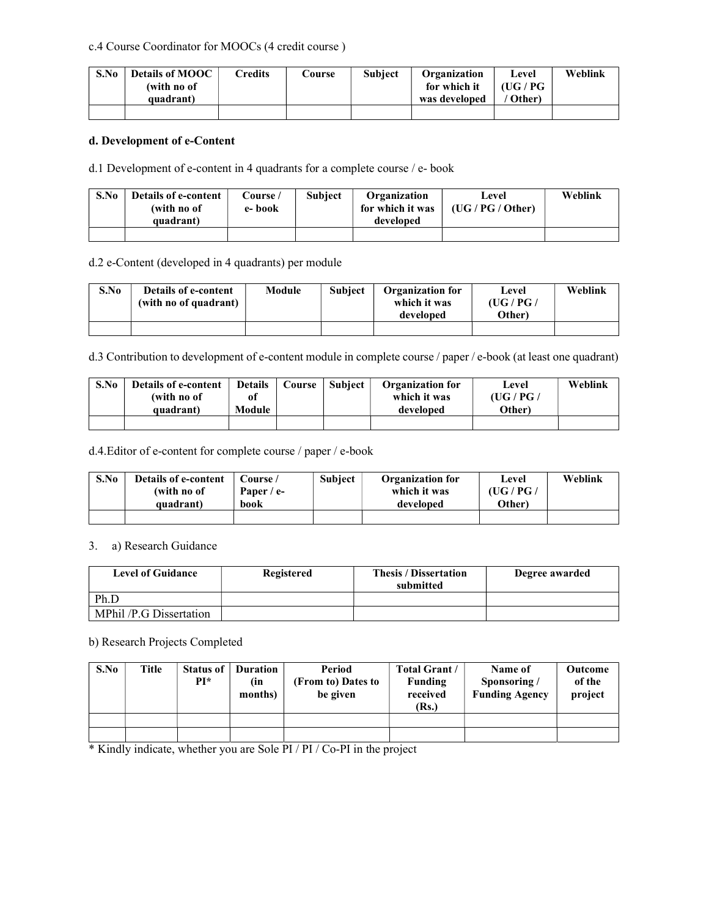c.4 Course Coordinator for MOOCs (4 credit course )

| S.No | Details of MOOC (with no of quadrant) | Credits | Course | Subject | Organization for which it was developed | Level (UG / PG / Other) | Weblink |
|---|---|---|---|---|---|---|---|
| | | | | | | | |

**d. Development of e-Content**

d.1 Development of e-content in 4 quadrants for a complete course / e- book

| S.No | Details of e-content (with no of quadrant) | Course / e- book | Subject | Organization for which it was developed | Level (UG / PG / Other) | Weblink |
|---|---|---|---|---|---|---|
| | | | | | | |

d.2 e-Content (developed in 4 quadrants) per module

| S.No | Details of e-content (with no of quadrant) | Module | Subject | Organization for which it was developed | Level (UG / PG / Other) | Weblink |
|---|---|---|---|---|---|---|
| | | | | | | |

d.3 Contribution to development of e-content module in complete course / paper / e-book (at least one quadrant)

| S.No | Details of e-content (with no of quadrant) | Details of Module | Course | Subject | Organization for which it was developed | Level (UG / PG / Other) | Weblink |
|---|---|---|---|---|---|---|---|
| | | | | | | | |

d.4.Editor of e-content for complete course / paper / e-book

| S.No | Details of e-content (with no of quadrant) | Course / Paper / e-book | Subject | Organization for which it was developed | Level (UG / PG / Other) | Weblink |
|---|---|---|---|---|---|---|
| | | | | | | |

3. a) Research Guidance

| Level of Guidance | Registered | Thesis / Dissertation submitted | Degree awarded |
|---|---|---|---|
| Ph.D | | | |
| MPhil /P.G Dissertation | | | |

b) Research Projects Completed

| S.No | Title | Status of PI* | Duration (in months) | Period (From to) Dates to be given | Total Grant / Funding received (Rs.) | Name of Sponsoring / Funding Agency | Outcome of the project |
|---|---|---|---|---|---|---|---|
| | | | | | | | |
| | | | | | | | |

* Kindly indicate, whether you are Sole PI / PI / Co-PI in the project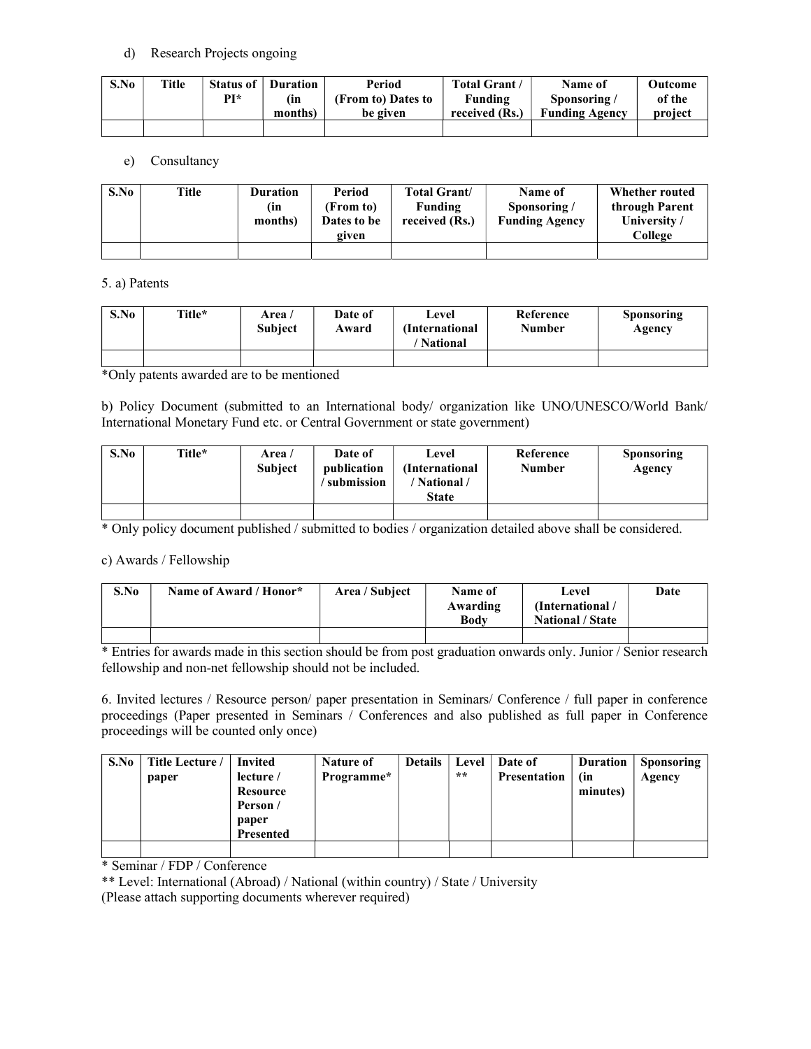d) Research Projects ongoing

| S.No | Title | Status of PI* | Duration (in months) | Period (From to) Dates to be given | Total Grant / Funding received (Rs.) | Name of Sponsoring / Funding Agency | Outcome of the project |
|---|---|---|---|---|---|---|---|
| | | | | | | | |

e) Consultancy

| S.No | Title | Duration (in months) | Period (From to) Dates to be given | Total Grant/ Funding received (Rs.) | Name of Sponsoring / Funding Agency | Whether routed through Parent University / College |
|---|---|---|---|---|---|---|
| | | | | | | |

5. a) Patents

| S.No | Title* | Area / Subject | Date of Award | Level (International / National | Reference Number | Sponsoring Agency |
|---|---|---|---|---|---|---|
| | | | | | | |

*Only patents awarded are to be mentioned

b) Policy Document (submitted to an International body/ organization like UNO/UNESCO/World Bank/ International Monetary Fund etc. or Central Government or state government)

| S.No | Title* | Area / Subject | Date of publication / submission | Level (International / National / State | Reference Number | Sponsoring Agency |
|---|---|---|---|---|---|---|
| | | | | | | |

* Only policy document published / submitted to bodies / organization detailed above shall be considered.

c) Awards / Fellowship

| S.No | Name of Award / Honor* | Area / Subject | Name of Awarding Body | Level (International / National / State | Date |
|---|---|---|---|---|---|
| | | | | | |

* Entries for awards made in this section should be from post graduation onwards only. Junior / Senior research fellowship and non-net fellowship should not be included.

6. Invited lectures / Resource person/ paper presentation in Seminars/ Conference / full paper in conference proceedings (Paper presented in Seminars / Conferences and also published as full paper in Conference proceedings will be counted only once)

| S.No | Title Lecture / paper | Invited lecture / Resource Person / paper Presented | Nature of Programme* | Details | Level ** | Date of Presentation | Duration (in minutes) | Sponsoring Agency |
|---|---|---|---|---|---|---|---|---|
| | | | | | | | | |

* Seminar / FDP / Conference

** Level: International (Abroad) / National (within country) / State / University

(Please attach supporting documents wherever required)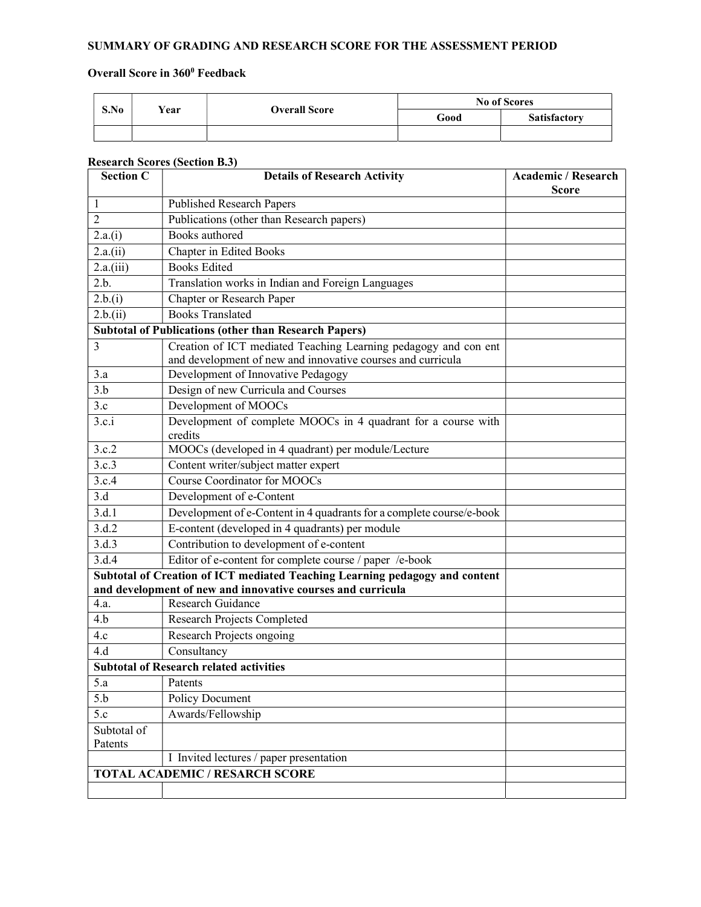**SUMMARY OF GRADING AND RESEARCH SCORE FOR THE ASSESSMENT PERIOD**

**Overall Score in 360$^{0}$ Feedback**

| S.No | Year | Overall Score | No of Scores | |
|---|---|---|---|---|
| | | | **Good** | **Satisfactory** |
| | | | | |

**Research Scores (Section B.3)**

| Section C | Details of Research Activity | Academic / Research Score |
|---|---|---|
| 1 | Published Research Papers | |
| 2 | Publications (other than Research papers) | |
| 2.a.(i) | Books authored | |
| 2.a.(ii) | Chapter in Edited Books | |
| 2.a.(iii) | Books Edited | |
| 2.b. | Translation works in Indian and Foreign Languages | |
| 2.b.(i) | Chapter or Research Paper | |
| 2.b.(ii) | Books Translated | |
| **Subtotal of Publications (other than Research Papers)** | | |
| 3 | Creation of ICT mediated Teaching Learning pedagogy and con ent and development of new and innovative courses and curricula | |
| 3.a | Development of Innovative Pedagogy | |
| 3.b | Design of new Curricula and Courses | |
| 3.c | Development of MOOCs | |
| 3.c.i | Development of complete MOOCs in 4 quadrant for a course with credits | |
| 3.c.2 | MOOCs (developed in 4 quadrant) per module/Lecture | |
| 3.c.3 | Content writer/subject matter expert | |
| 3.c.4 | Course Coordinator for MOOCs | |
| 3.d | Development of e-Content | |
| 3.d.1 | Development of e-Content in 4 quadrants for a complete course/e-book | |
| 3.d.2 | E-content (developed in 4 quadrants) per module | |
| 3.d.3 | Contribution to development of e-content | |
| 3.d.4 | Editor of e-content for complete course / paper /e-book | |
| **Subtotal of Creation of ICT mediated Teaching Learning pedagogy and content and development of new and innovative courses and curricula** | | |
| 4.a. | Research Guidance | |
| 4.b | Research Projects Completed | |
| 4.c | Research Projects ongoing | |
| 4.d | Consultancy | |
| **Subtotal of Research related activities** | | |
| 5.a | Patents | |
| 5.b | Policy Document | |
| 5.c | Awards/Fellowship | |
| Subtotal of Patents | | |
| | I Invited lectures / paper presentation | |
| **TOTAL ACADEMIC / RESARCH SCORE** | | |
| | | |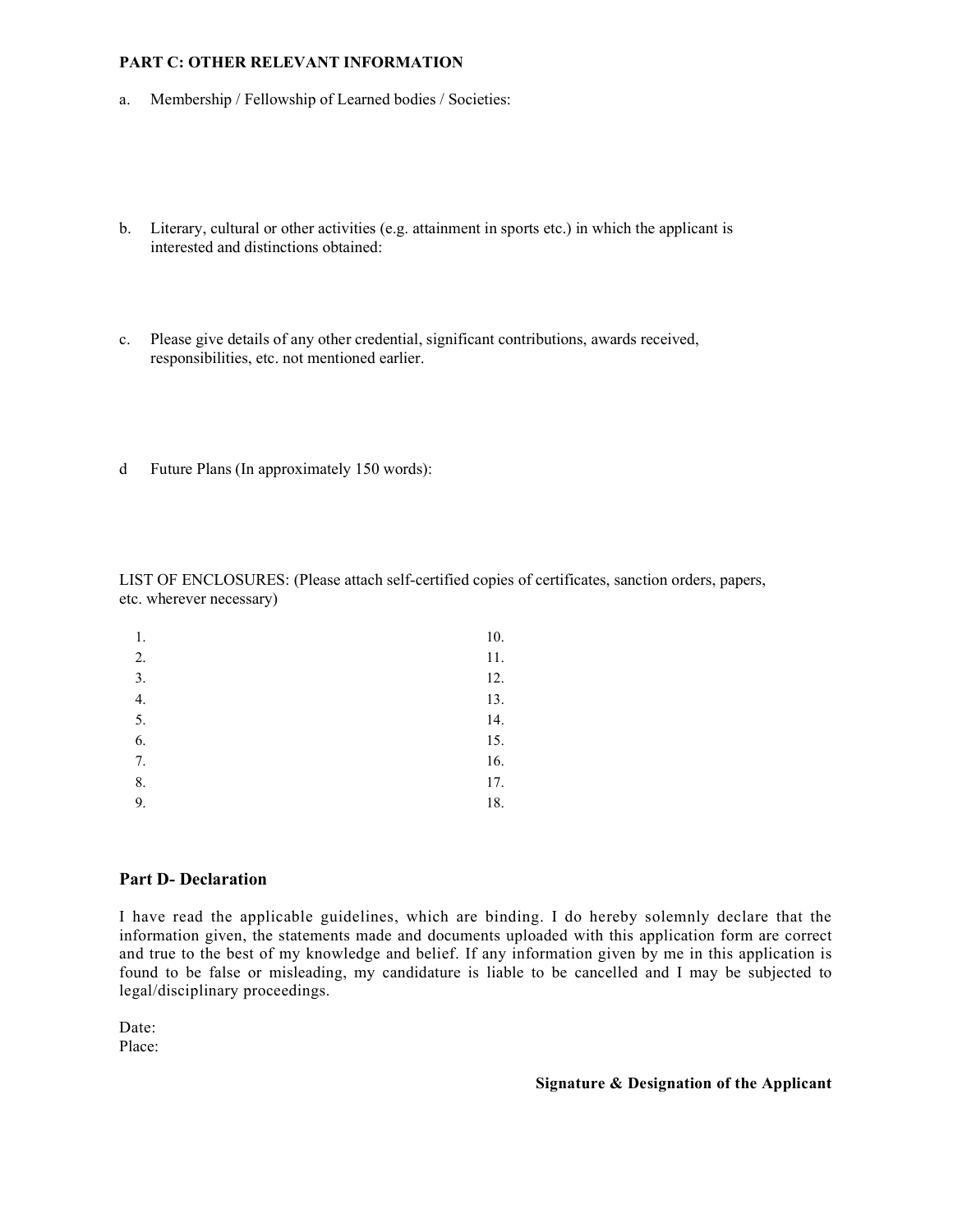**PART C: OTHER RELEVANT INFORMATION**

a. Membership / Fellowship of Learned bodies / Societies:

b. Literary, cultural or other activities (e.g. attainment in sports etc.) in which the applicant is interested and distinctions obtained:

c. Please give details of any other credential, significant contributions, awards received, responsibilities, etc. not mentioned earlier.

d Future Plans (In approximately 150 words):

LIST OF ENCLOSURES: (Please attach self-certified copies of certificates, sanction orders, papers, etc. wherever necessary)

| | |
|---|---|
| 1. | 10. |
| 2. | 11. |
| 3. | 12. |
| 4. | 13. |
| 5. | 14. |
| 6. | 15. |
| 7. | 16. |
| 8. | 17. |
| 9. | 18. |

## Part D- Declaration

I have read the applicable guidelines, which are binding. I do hereby solemnly declare that the information given, the statements made and documents uploaded with this application form are correct and true to the best of my knowledge and belief. If any information given by me in this application is found to be false or misleading, my candidature is liable to be cancelled and I may be subjected to legal/disciplinary proceedings.

Date:
Place:

**Signature & Designation of the Applicant**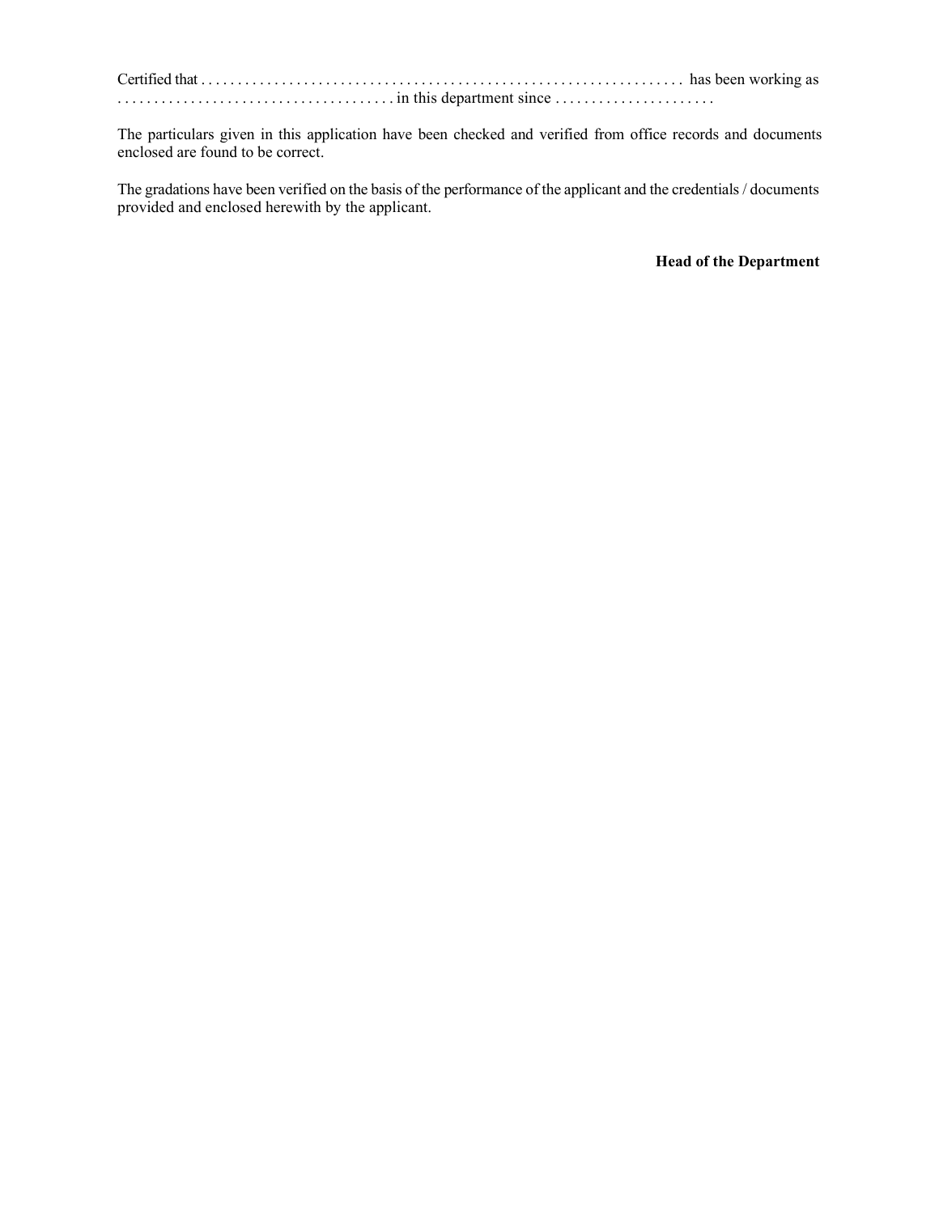Certified that . . . . . . . . . . . . . . . . . . . . . . . . . . . . . . . . . . . . . . . . . . . . . . . . . . . . . . . . . . . . . . . . . . has been working as . . . . . . . . . . . . . . . . . . . . . . . . . . . . . . . . . . . . . . in this department since . . . . . . . . . . . . . . . . . . . . . .

The particulars given in this application have been checked and verified from office records and documents enclosed are found to be correct.

The gradations have been verified on the basis of the performance of the applicant and the credentials / documents provided and enclosed herewith by the applicant.

**Head of the Department**